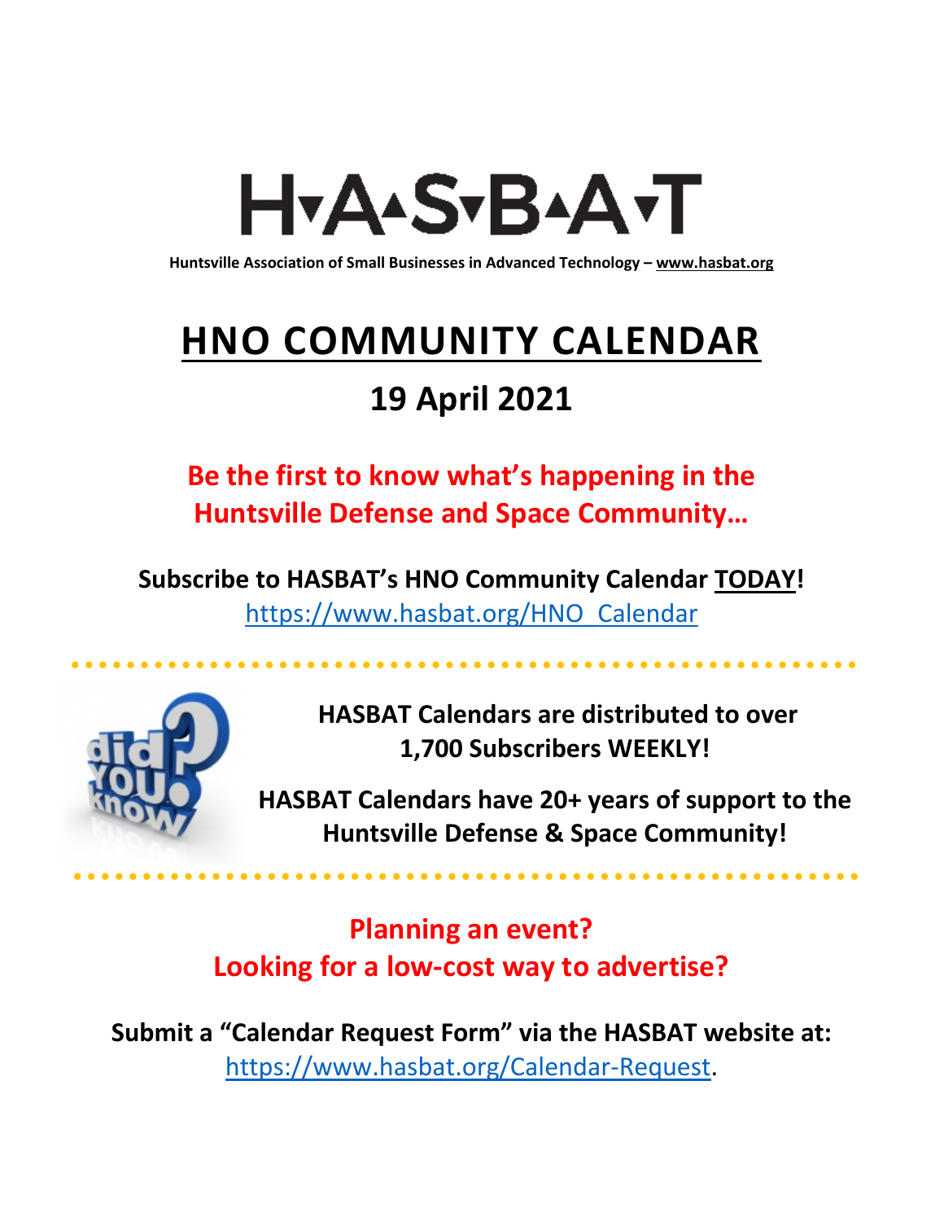# H▾A▴S▾B▴A▾T

**Huntsville Association of Small Businesses in Advanced Technology – www.hasbat.org**

# HNO COMMUNITY CALENDAR

## 19 April 2021

**Be the first to know what's happening in the Huntsville Defense and Space Community…**

**Subscribe to HASBAT's HNO Community Calendar TODAY!**
https://www.hasbat.org/HNO_Calendar

**HASBAT Calendars are distributed to over 1,700 Subscribers WEEKLY!**

**HASBAT Calendars have 20+ years of support to the Huntsville Defense & Space Community!**

**Planning an event?**
**Looking for a low-cost way to advertise?**

**Submit a "Calendar Request Form" via the HASBAT website at:**
https://www.hasbat.org/Calendar-Request.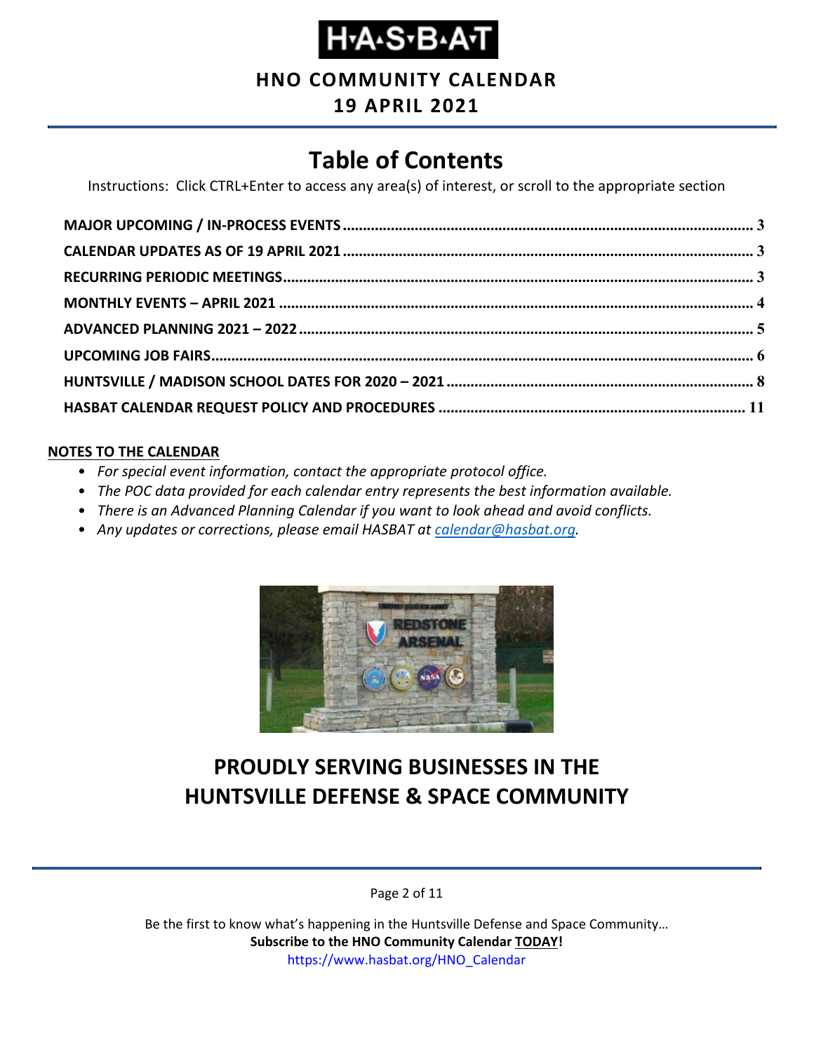# H·A·S·B·A·T

**HNO COMMUNITY CALENDAR**

**19 APRIL 2021**

## Table of Contents

Instructions: Click CTRL+Enter to access any area(s) of interest, or scroll to the appropriate section

- **MAJOR UPCOMING / IN-PROCESS EVENTS** .... 3
- **CALENDAR UPDATES AS OF 19 APRIL 2021** .... 3
- **RECURRING PERIODIC MEETINGS** .... 3
- **MONTHLY EVENTS – APRIL 2021** .... 4
- **ADVANCED PLANNING 2021 – 2022** .... 5
- **UPCOMING JOB FAIRS** .... 6
- **HUNTSVILLE / MADISON SCHOOL DATES FOR 2020 – 2021** .... 8
- **HASBAT CALENDAR REQUEST POLICY AND PROCEDURES** .... 11

**NOTES TO THE CALENDAR**

- *For special event information, contact the appropriate protocol office.*
- *The POC data provided for each calendar entry represents the best information available.*
- *There is an Advanced Planning Calendar if you want to look ahead and avoid conflicts.*
- *Any updates or corrections, please email HASBAT at calendar@hasbat.org.*

## PROUDLY SERVING BUSINESSES IN THE HUNTSVILLE DEFENSE & SPACE COMMUNITY

Be the first to know what's happening in the Huntsville Defense and Space Community…
**Subscribe to the HNO Community Calendar TODAY!**
https://www.hasbat.org/HNO_Calendar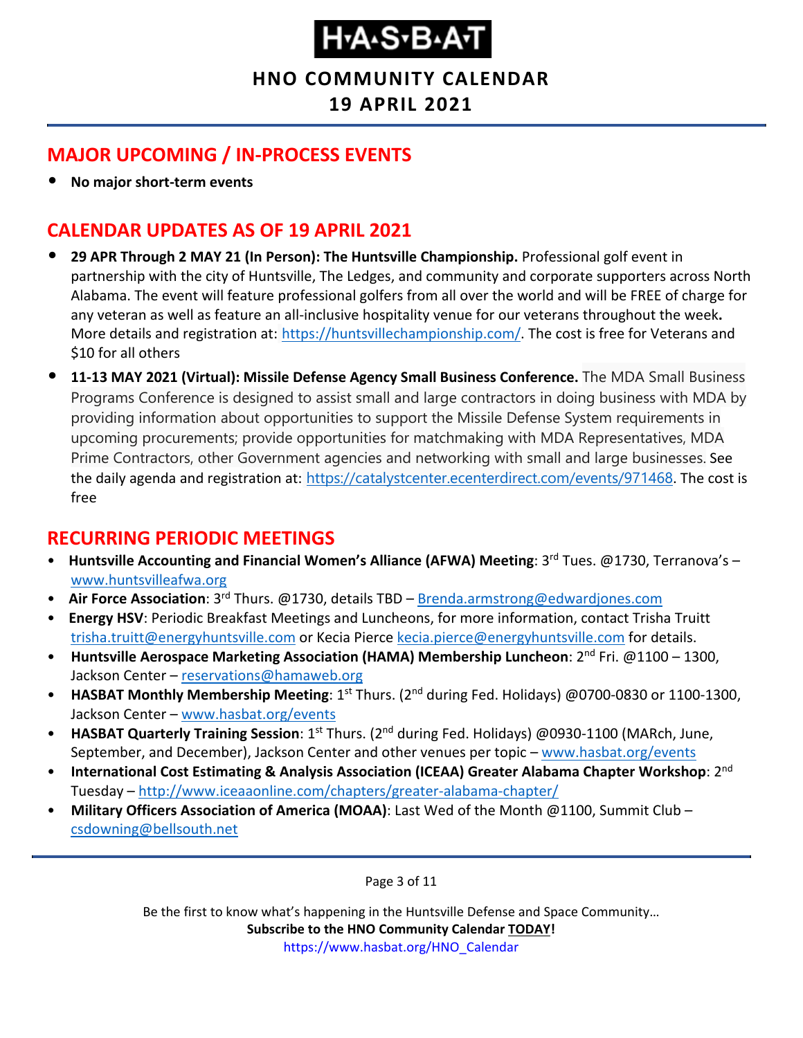# H·A·S·B·A·T

## HNO COMMUNITY CALENDAR

## 19 APRIL 2021

## MAJOR UPCOMING / IN-PROCESS EVENTS

- **No major short-term events**

## CALENDAR UPDATES AS OF 19 APRIL 2021

- **29 APR Through 2 MAY 21 (In Person): The Huntsville Championship.** Professional golf event in partnership with the city of Huntsville, The Ledges, and community and corporate supporters across North Alabama. The event will feature professional golfers from all over the world and will be FREE of charge for any veteran as well as feature an all-inclusive hospitality venue for our veterans throughout the week**.** More details and registration at: https://huntsvillechampionship.com/. The cost is free for Veterans and $10 for all others
- **11-13 MAY 2021 (Virtual): Missile Defense Agency Small Business Conference.** The MDA Small Business Programs Conference is designed to assist small and large contractors in doing business with MDA by providing information about opportunities to support the Missile Defense System requirements in upcoming procurements; provide opportunities for matchmaking with MDA Representatives, MDA Prime Contractors, other Government agencies and networking with small and large businesses. See the daily agenda and registration at: https://catalystcenter.ecenterdirect.com/events/971468. The cost is free

## RECURRING PERIODIC MEETINGS

- **Huntsville Accounting and Financial Women's Alliance (AFWA) Meeting**: 3rd Tues. @1730, Terranova's – www.huntsvilleafwa.org
- **Air Force Association**: 3rd Thurs. @1730, details TBD – Brenda.armstrong@edwardjones.com
- **Energy HSV**: Periodic Breakfast Meetings and Luncheons, for more information, contact Trisha Truitt trisha.truitt@energyhuntsville.com or Kecia Pierce kecia.pierce@energyhuntsville.com for details.
- **Huntsville Aerospace Marketing Association (HAMA) Membership Luncheon**: 2nd Fri. @1100 – 1300, Jackson Center – reservations@hamaweb.org
- **HASBAT Monthly Membership Meeting**: 1st Thurs. (2nd during Fed. Holidays) @0700-0830 or 1100-1300, Jackson Center – www.hasbat.org/events
- **HASBAT Quarterly Training Session**: 1st Thurs. (2nd during Fed. Holidays) @0930-1100 (MARch, June, September, and December), Jackson Center and other venues per topic – www.hasbat.org/events
- **International Cost Estimating & Analysis Association (ICEAA) Greater Alabama Chapter Workshop**: 2nd Tuesday – http://www.iceaaonline.com/chapters/greater-alabama-chapter/
- **Military Officers Association of America (MOAA)**: Last Wed of the Month @1100, Summit Club – csdowning@bellsouth.net

Be the first to know what's happening in the Huntsville Defense and Space Community…
**Subscribe to the HNO Community Calendar TODAY!**
https://www.hasbat.org/HNO_Calendar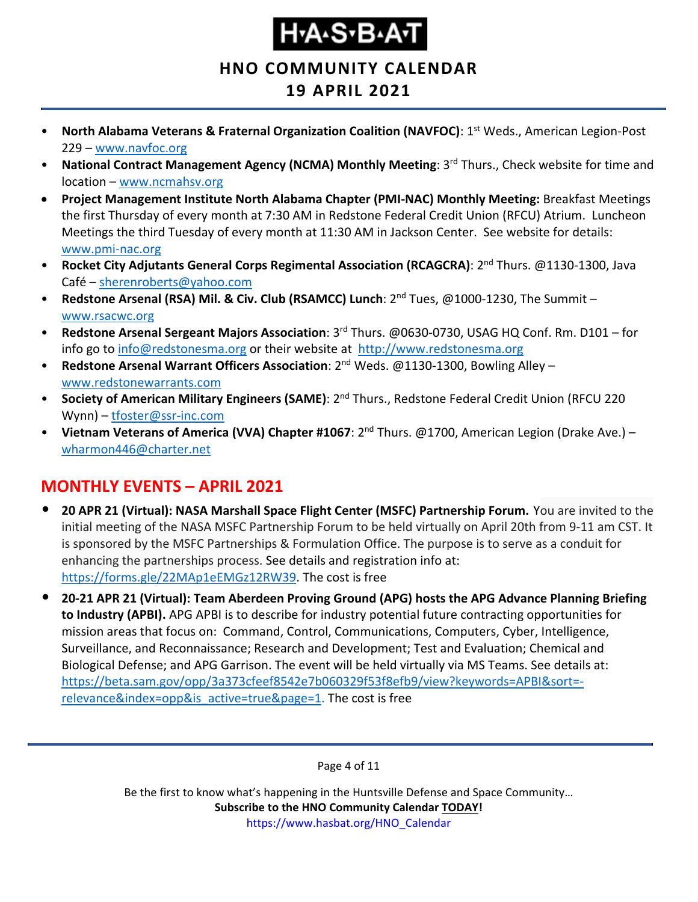- **North Alabama Veterans & Fraternal Organization Coalition (NAVFOC)**: 1st Weds., American Legion-Post 229 – www.navfoc.org
- **National Contract Management Agency (NCMA) Monthly Meeting**: 3rd Thurs., Check website for time and location – www.ncmahsv.org
- **Project Management Institute North Alabama Chapter (PMI-NAC) Monthly Meeting:** Breakfast Meetings the first Thursday of every month at 7:30 AM in Redstone Federal Credit Union (RFCU) Atrium. Luncheon Meetings the third Tuesday of every month at 11:30 AM in Jackson Center. See website for details: www.pmi-nac.org
- **Rocket City Adjutants General Corps Regimental Association (RCAGCRA)**: 2nd Thurs. @1130-1300, Java Café – sherenroberts@yahoo.com
- **Redstone Arsenal (RSA) Mil. & Civ. Club (RSAMCC) Lunch**: 2nd Tues, @1000-1230, The Summit – www.rsacwc.org
- **Redstone Arsenal Sergeant Majors Association**: 3rd Thurs. @0630-0730, USAG HQ Conf. Rm. D101 – for info go to info@redstonesma.org or their website at http://www.redstonesma.org
- **Redstone Arsenal Warrant Officers Association**: 2nd Weds. @1130-1300, Bowling Alley – www.redstonewarrants.com
- **Society of American Military Engineers (SAME)**: 2nd Thurs., Redstone Federal Credit Union (RFCU 220 Wynn) – tfoster@ssr-inc.com
- **Vietnam Veterans of America (VVA) Chapter #1067**: 2nd Thurs. @1700, American Legion (Drake Ave.) – wharmon446@charter.net

## MONTHLY EVENTS – APRIL 2021

- **20 APR 21 (Virtual): NASA Marshall Space Flight Center (MSFC) Partnership Forum.** You are invited to the initial meeting of the NASA MSFC Partnership Forum to be held virtually on April 20th from 9-11 am CST. It is sponsored by the MSFC Partnerships & Formulation Office. The purpose is to serve as a conduit for enhancing the partnerships process. See details and registration info at: https://forms.gle/22MAp1eEMGz12RW39. The cost is free
- **20-21 APR 21 (Virtual): Team Aberdeen Proving Ground (APG) hosts the APG Advance Planning Briefing to Industry (APBI).** APG APBI is to describe for industry potential future contracting opportunities for mission areas that focus on: Command, Control, Communications, Computers, Cyber, Intelligence, Surveillance, and Reconnaissance; Research and Development; Test and Evaluation; Chemical and Biological Defense; and APG Garrison. The event will be held virtually via MS Teams. See details at: https://beta.sam.gov/opp/3a373cfeef8542e7b060329f53f8efb9/view?keywords=APBI&sort=-relevance&index=opp&is_active=true&page=1. The cost is free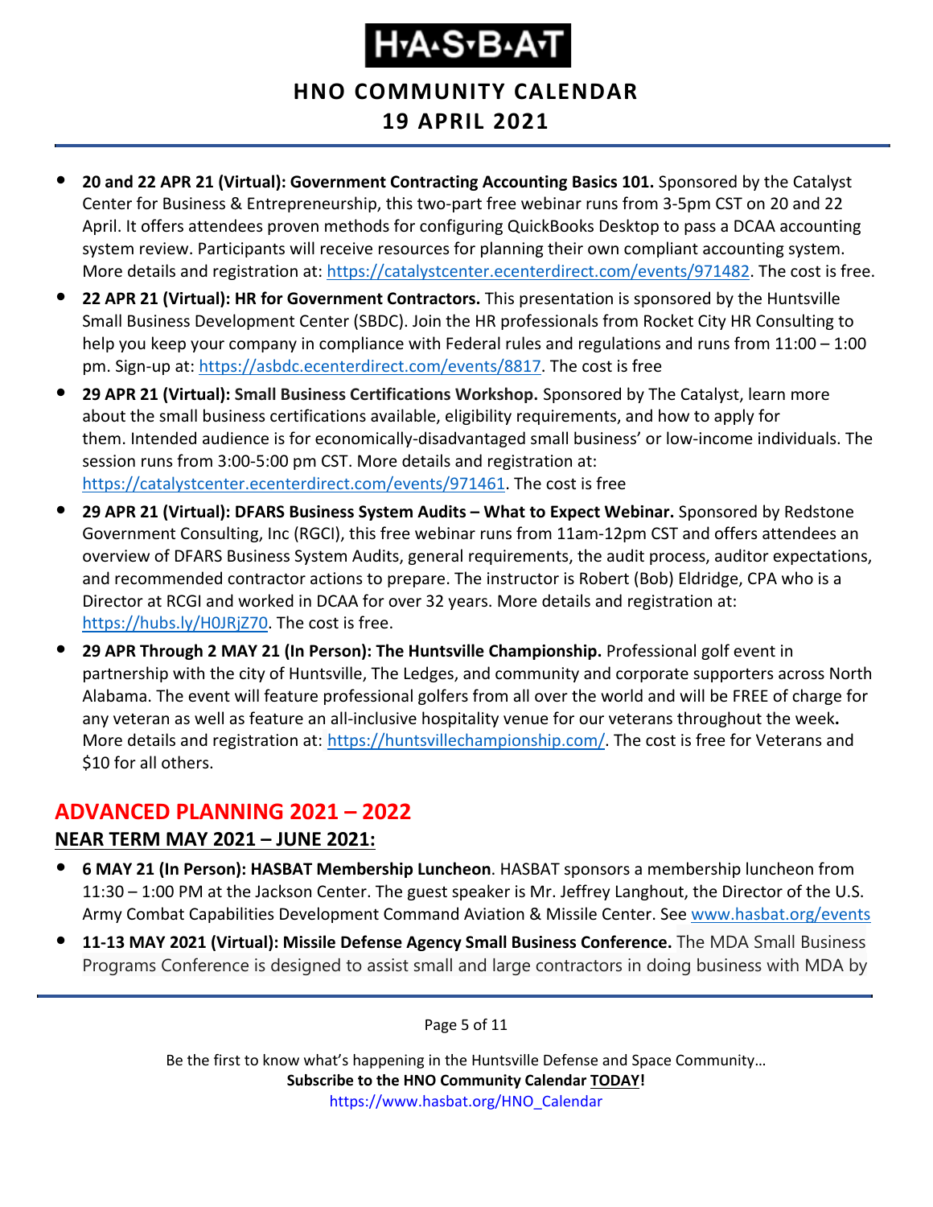- **20 and 22 APR 21 (Virtual): Government Contracting Accounting Basics 101.** Sponsored by the Catalyst Center for Business & Entrepreneurship, this two-part free webinar runs from 3-5pm CST on 20 and 22 April. It offers attendees proven methods for configuring QuickBooks Desktop to pass a DCAA accounting system review. Participants will receive resources for planning their own compliant accounting system. More details and registration at: https://catalystcenter.ecenterdirect.com/events/971482. The cost is free.
- **22 APR 21 (Virtual): HR for Government Contractors.** This presentation is sponsored by the Huntsville Small Business Development Center (SBDC). Join the HR professionals from Rocket City HR Consulting to help you keep your company in compliance with Federal rules and regulations and runs from 11:00 – 1:00 pm. Sign-up at: https://asbdc.ecenterdirect.com/events/8817. The cost is free
- **29 APR 21 (Virtual): Small Business Certifications Workshop.** Sponsored by The Catalyst, learn more about the small business certifications available, eligibility requirements, and how to apply for them. Intended audience is for economically-disadvantaged small business' or low-income individuals. The session runs from 3:00-5:00 pm CST. More details and registration at: https://catalystcenter.ecenterdirect.com/events/971461. The cost is free
- **29 APR 21 (Virtual): DFARS Business System Audits – What to Expect Webinar.** Sponsored by Redstone Government Consulting, Inc (RGCI), this free webinar runs from 11am-12pm CST and offers attendees an overview of DFARS Business System Audits, general requirements, the audit process, auditor expectations, and recommended contractor actions to prepare. The instructor is Robert (Bob) Eldridge, CPA who is a Director at RCGI and worked in DCAA for over 32 years. More details and registration at: https://hubs.ly/H0JRjZ70. The cost is free.
- **29 APR Through 2 MAY 21 (In Person): The Huntsville Championship.** Professional golf event in partnership with the city of Huntsville, The Ledges, and community and corporate supporters across North Alabama. The event will feature professional golfers from all over the world and will be FREE of charge for any veteran as well as feature an all-inclusive hospitality venue for our veterans throughout the week**.** More details and registration at: https://huntsvillechampionship.com/. The cost is free for Veterans and $10 for all others.

## ADVANCED PLANNING 2021 – 2022

### NEAR TERM MAY 2021 – JUNE 2021:

- **6 MAY 21 (In Person): HASBAT Membership Luncheon**. HASBAT sponsors a membership luncheon from 11:30 – 1:00 PM at the Jackson Center. The guest speaker is Mr. Jeffrey Langhout, the Director of the U.S. Army Combat Capabilities Development Command Aviation & Missile Center. See www.hasbat.org/events
- **11-13 MAY 2021 (Virtual): Missile Defense Agency Small Business Conference.** The MDA Small Business Programs Conference is designed to assist small and large contractors in doing business with MDA by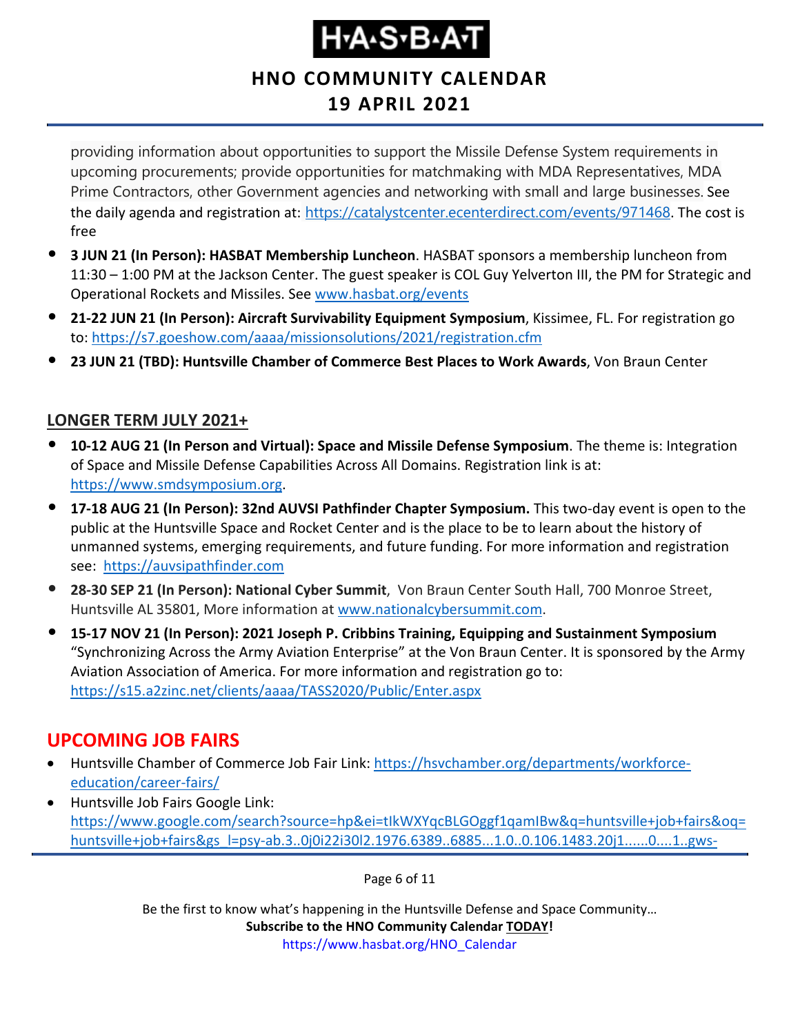providing information about opportunities to support the Missile Defense System requirements in upcoming procurements; provide opportunities for matchmaking with MDA Representatives, MDA Prime Contractors, other Government agencies and networking with small and large businesses. See the daily agenda and registration at: https://catalystcenter.ecenterdirect.com/events/971468. The cost is free

- **3 JUN 21 (In Person): HASBAT Membership Luncheon**. HASBAT sponsors a membership luncheon from 11:30 – 1:00 PM at the Jackson Center. The guest speaker is COL Guy Yelverton III, the PM for Strategic and Operational Rockets and Missiles. See www.hasbat.org/events
- **21-22 JUN 21 (In Person): Aircraft Survivability Equipment Symposium**, Kissimee, FL. For registration go to: https://s7.goeshow.com/aaaa/missionsolutions/2021/registration.cfm
- **23 JUN 21 (TBD): Huntsville Chamber of Commerce Best Places to Work Awards**, Von Braun Center

## LONGER TERM JULY 2021+

- **10-12 AUG 21 (In Person and Virtual): Space and Missile Defense Symposium**. The theme is: Integration of Space and Missile Defense Capabilities Across All Domains. Registration link is at: https://www.smdsymposium.org.
- **17-18 AUG 21 (In Person): 32nd AUVSI Pathfinder Chapter Symposium.** This two-day event is open to the public at the Huntsville Space and Rocket Center and is the place to be to learn about the history of unmanned systems, emerging requirements, and future funding. For more information and registration see: https://auvsipathfinder.com
- **28-30 SEP 21 (In Person): National Cyber Summit**, Von Braun Center South Hall, 700 Monroe Street, Huntsville AL 35801, More information at www.nationalcybersummit.com.
- **15-17 NOV 21 (In Person): 2021 Joseph P. Cribbins Training, Equipping and Sustainment Symposium** "Synchronizing Across the Army Aviation Enterprise" at the Von Braun Center. It is sponsored by the Army Aviation Association of America. For more information and registration go to: https://s15.a2zinc.net/clients/aaaa/TASS2020/Public/Enter.aspx

## UPCOMING JOB FAIRS

- Huntsville Chamber of Commerce Job Fair Link: https://hsvchamber.org/departments/workforce-education/career-fairs/
- Huntsville Job Fairs Google Link: https://www.google.com/search?source=hp&ei=tIkWXYqcBLGOggf1qamIBw&q=huntsville+job+fairs&oq=huntsville+job+fairs&gs_l=psy-ab.3..0j0i22i30l2.1976.6389..6885...1.0..0.106.1483.20j1......0....1..gws-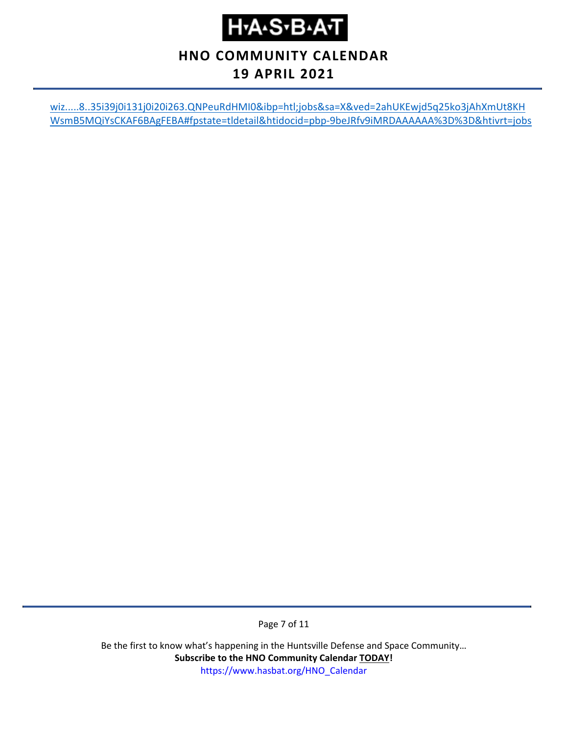wiz.....8..35i39j0i131j0i20i263.QNPeuRdHMI0&ibp=htl;jobs&sa=X&ved=2ahUKEwjd5q25ko3jAhXmUt8KHWsmB5MQiYsCKAF6BAgFEBA#fpstate=tldetail&htidocid=pbp-9beJRfv9iMRDAAAAAA%3D%3D&htivrt=jobs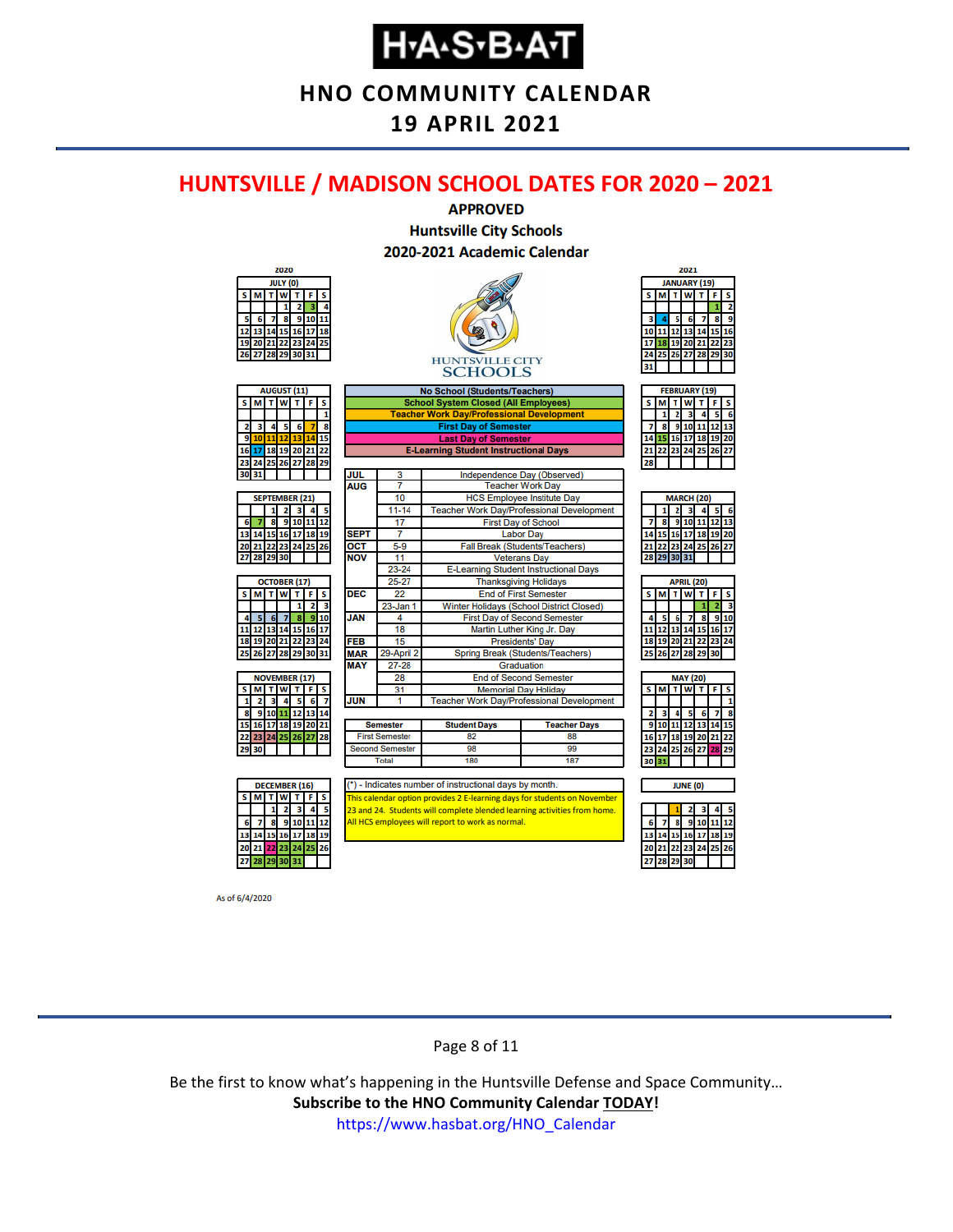# HUNTSVILLE / MADISON SCHOOL DATES FOR 2020 – 2021

**APPROVED**

**Huntsville City Schools**

**2020-2021 Academic Calendar**

HUNTSVILLE CITY SCHOOLS

| Legend |
|---|
| No School (Students/Teachers) |
| School System Closed (All Employees) |
| Teacher Work Day/Professional Development |
| First Day of Semester |
| Last Day of Semester |
| E-Learning Student Instructional Days |

| Month | Date | Event |
|---|---|---|
| JUL | 3 | Independence Day (Observed) |
| AUG | 7 | Teacher Work Day |
| | 10 | HCS Employee Institute Day |
| | 11-14 | Teacher Work Day/Professional Development |
| | 17 | First Day of School |
| SEPT | 7 | Labor Day |
| OCT | 5-9 | Fall Break (Students/Teachers) |
| NOV | 11 | Veterans Day |
| | 23-24 | E-Learning Student Instructional Days |
| | 25-27 | Thanksgiving Holidays |
| DEC | 22 | End of First Semester |
| | 23-Jan 1 | Winter Holidays (School District Closed) |
| JAN | 4 | First Day of Second Semester |
| | 18 | Martin Luther King Jr. Day |
| FEB | 15 | Presidents' Day |
| MAR | 29-April 2 | Spring Break (Students/Teachers) |
| MAY | 27-28 | Graduation |
| | 28 | End of Second Semester |
| | 31 | Memorial Day Holiday |
| JUN | 1 | Teacher Work Day/Professional Development |

| Semester | Student Days | Teacher Days |
|---|---|---|
| First Semester | 82 | 88 |
| Second Semester | 98 | 99 |
| Total | 180 | 187 |

(*) - Indicates number of instructional days by month.

This calendar option provides 2 E-learning days for students on November 23 and 24. Students will complete blended learning activities from home. All HCS employees will report to work as normal.

**2020**

| Month | Instructional Days |
|---|---|
| JULY | 0 |
| AUGUST | 11 |
| SEPTEMBER | 21 |
| OCTOBER | 17 |
| NOVEMBER | 17 |
| DECEMBER | 16 |

**2021**

| Month | Instructional Days |
|---|---|
| JANUARY | 19 |
| FEBRUARY | 19 |
| MARCH | 20 |
| APRIL | 20 |
| MAY | 20 |
| JUNE | 0 |

As of 6/4/2020

Be the first to know what's happening in the Huntsville Defense and Space Community…

**Subscribe to the HNO Community Calendar TODAY!**

https://www.hasbat.org/HNO_Calendar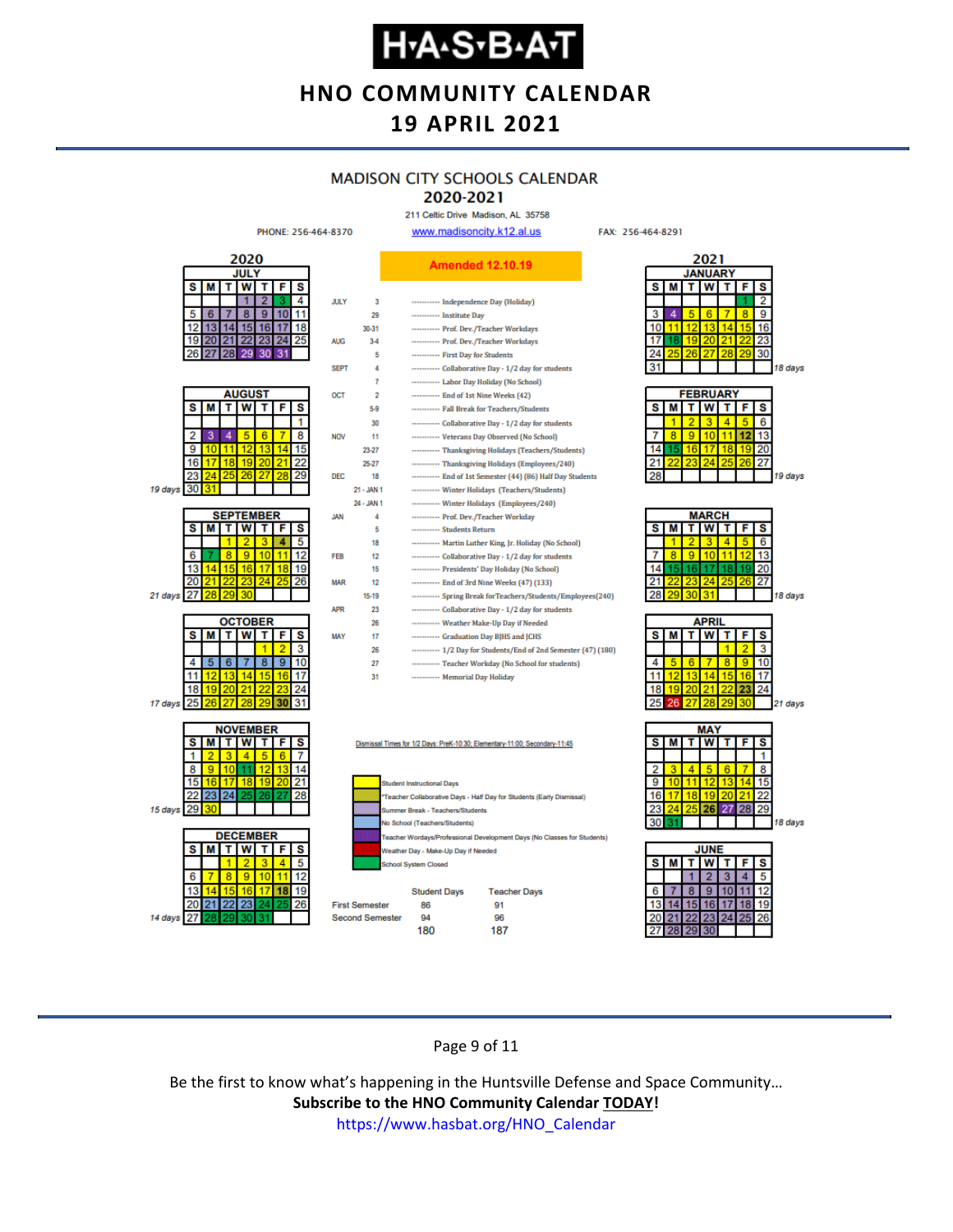# H·A·S·B·A·T

## HNO COMMUNITY CALENDAR
## 19 APRIL 2021

### MADISON CITY SCHOOLS CALENDAR
### 2020-2021

211 Celtic Drive Madison, AL 35758

PHONE: 256-464-8370 | www.madisoncity.k12.al.us | FAX: 256-464-8291

**Amended 12.10.19**

| Month | Date | Event |
|---|---|---|
| JULY | 3 | Independence Day (Holiday) |
| | 29 | Institute Day |
| | 30-31 | Prof. Dev./Teacher Workdays |
| AUG | 3-4 | Prof. Dev./Teacher Workdays |
| | 5 | First Day for Students |
| SEPT | 4 | Collaborative Day - 1/2 day for students |
| | 7 | Labor Day Holiday (No School) |
| OCT | 2 | End of 1st Nine Weeks (42) |
| | 5-9 | Fall Break for Teachers/Students |
| | 30 | Collaborative Day - 1/2 day for students |
| NOV | 11 | Veterans Day Observed (No School) |
| | 23-27 | Thanksgiving Holidays (Teachers/Students) |
| | 25-27 | Thanksgiving Holidays (Employees/240) |
| DEC | 18 | End of 1st Semester (44) (86) Half Day Students |
| | 21 - JAN 1 | Winter Holidays (Teachers/Students) |
| | 24 - JAN 1 | Winter Holidays (Employees/240) |
| JAN | 4 | Prof. Dev./Teacher Workday |
| | 5 | Students Return |
| | 18 | Martin Luther King, Jr. Holiday (No School) |
| FEB | 12 | Collaborative Day - 1/2 day for students |
| | 15 | Presidents' Day Holiday (No School) |
| MAR | 12 | End of 3rd Nine Weeks (47) (133) |
| | 15-19 | Spring Break for Teachers/Students/Employees(240) |
| APR | 23 | Collaborative Day - 1/2 day for students |
| | 26 | Weather Make-Up Day if Needed |
| MAY | 17 | Graduation Day BJHS and JCHS |
| | 26 | 1/2 Day for Students/End of 2nd Semester (47) (180) |
| | 27 | Teacher Workday (No School for students) |
| | 31 | Memorial Day Holiday |

Dismissal Times for 1/2 Days: PreK-10:30; Elementary-11:00; Secondary-11:45

**Legend:**
- Student Instructional Days
- *Teacher Collaborative Days - Half Day for Students (Early Dismissal)
- Summer Break - Teachers/Students
- No School (Teachers/Students)
- Teacher Wordays/Professional Development Days (No Classes for Students)
- Weather Day - Make-Up Day if Needed
- School System Closed

| | Student Days | Teacher Days |
|---|---|---|
| First Semester | 86 | 91 |
| Second Semester | 94 | 96 |
| | 180 | 187 |

**2020**

JULY

| S | M | T | W | T | F | S |
|---|---|---|---|---|---|---|
| | | | 1 | 2 | 3 | 4 |
| 5 | 6 | 7 | 8 | 9 | 10 | 11 |
| 12 | 13 | 14 | 15 | 16 | 17 | 18 |
| 19 | 20 | 21 | 22 | 23 | 24 | 25 |
| 26 | 27 | 28 | 29 | 30 | 31 | |

AUGUST — 19 days

| S | M | T | W | T | F | S |
|---|---|---|---|---|---|---|
| | | | | | | 1 |
| 2 | 3 | 4 | 5 | 6 | 7 | 8 |
| 9 | 10 | 11 | 12 | 13 | 14 | 15 |
| 16 | 17 | 18 | 19 | 20 | 21 | 22 |
| 23 | 24 | 25 | 26 | 27 | 28 | 29 |
| 30 | 31 | | | | | |

SEPTEMBER — 21 days

| S | M | T | W | T | F | S |
|---|---|---|---|---|---|---|
| | | 1 | 2 | 3 | 4 | 5 |
| 6 | 7 | 8 | 9 | 10 | 11 | 12 |
| 13 | 14 | 15 | 16 | 17 | 18 | 19 |
| 20 | 21 | 22 | 23 | 24 | 25 | 26 |
| 27 | 28 | 29 | 30 | | | |

OCTOBER — 17 days

| S | M | T | W | T | F | S |
|---|---|---|---|---|---|---|
| | | | | 1 | 2 | 3 |
| 4 | 5 | 6 | 7 | 8 | 9 | 10 |
| 11 | 12 | 13 | 14 | 15 | 16 | 17 |
| 18 | 19 | 20 | 21 | 22 | 23 | 24 |
| 25 | 26 | 27 | 28 | 29 | 30 | 31 |

NOVEMBER — 15 days

| S | M | T | W | T | F | S |
|---|---|---|---|---|---|---|
| 1 | 2 | 3 | 4 | 5 | 6 | 7 |
| 8 | 9 | 10 | 11 | 12 | 13 | 14 |
| 15 | 16 | 17 | 18 | 19 | 20 | 21 |
| 22 | 23 | 24 | 25 | 26 | 27 | 28 |
| 29 | 30 | | | | | |

DECEMBER — 14 days

| S | M | T | W | T | F | S |
|---|---|---|---|---|---|---|
| | | 1 | 2 | 3 | 4 | 5 |
| 6 | 7 | 8 | 9 | 10 | 11 | 12 |
| 13 | 14 | 15 | 16 | 17 | 18 | 19 |
| 20 | 21 | 22 | 23 | 24 | 25 | 26 |
| 27 | 28 | 29 | 30 | 31 | | |

**2021**

JANUARY — 18 days

| S | M | T | W | T | F | S |
|---|---|---|---|---|---|---|
| | | | | | 1 | 2 |
| 3 | 4 | 5 | 6 | 7 | 8 | 9 |
| 10 | 11 | 12 | 13 | 14 | 15 | 16 |
| 17 | 18 | 19 | 20 | 21 | 22 | 23 |
| 24 | 25 | 26 | 27 | 28 | 29 | 30 |
| 31 | | | | | | |

FEBRUARY — 19 days

| S | M | T | W | T | F | S |
|---|---|---|---|---|---|---|
| | 1 | 2 | 3 | 4 | 5 | 6 |
| 7 | 8 | 9 | 10 | 11 | 12 | 13 |
| 14 | 15 | 16 | 17 | 18 | 19 | 20 |
| 21 | 22 | 23 | 24 | 25 | 26 | 27 |
| 28 | | | | | | |

MARCH — 18 days

| S | M | T | W | T | F | S |
|---|---|---|---|---|---|---|
| | 1 | 2 | 3 | 4 | 5 | 6 |
| 7 | 8 | 9 | 10 | 11 | 12 | 13 |
| 14 | 15 | 16 | 17 | 18 | 19 | 20 |
| 21 | 22 | 23 | 24 | 25 | 26 | 27 |
| 28 | 29 | 30 | 31 | | | |

APRIL — 21 days

| S | M | T | W | T | F | S |
|---|---|---|---|---|---|---|
| | | | | 1 | 2 | 3 |
| 4 | 5 | 6 | 7 | 8 | 9 | 10 |
| 11 | 12 | 13 | 14 | 15 | 16 | 17 |
| 18 | 19 | 20 | 21 | 22 | 23 | 24 |
| 25 | 26 | 27 | 28 | 29 | 30 | |

MAY — 18 days

| S | M | T | W | T | F | S |
|---|---|---|---|---|---|---|
| | | | | | | 1 |
| 2 | 3 | 4 | 5 | 6 | 7 | 8 |
| 9 | 10 | 11 | 12 | 13 | 14 | 15 |
| 16 | 17 | 18 | 19 | 20 | 21 | 22 |
| 23 | 24 | 25 | 26 | 27 | 28 | 29 |
| 30 | 31 | | | | | |

JUNE

| S | M | T | W | T | F | S |
|---|---|---|---|---|---|---|
| | | 1 | 2 | 3 | 4 | 5 |
| 6 | 7 | 8 | 9 | 10 | 11 | 12 |
| 13 | 14 | 15 | 16 | 17 | 18 | 19 |
| 20 | 21 | 22 | 23 | 24 | 25 | 26 |
| 27 | 28 | 29 | 30 | | | |

Be the first to know what's happening in the Huntsville Defense and Space Community…
**Subscribe to the HNO Community Calendar TODAY!**
https://www.hasbat.org/HNO_Calendar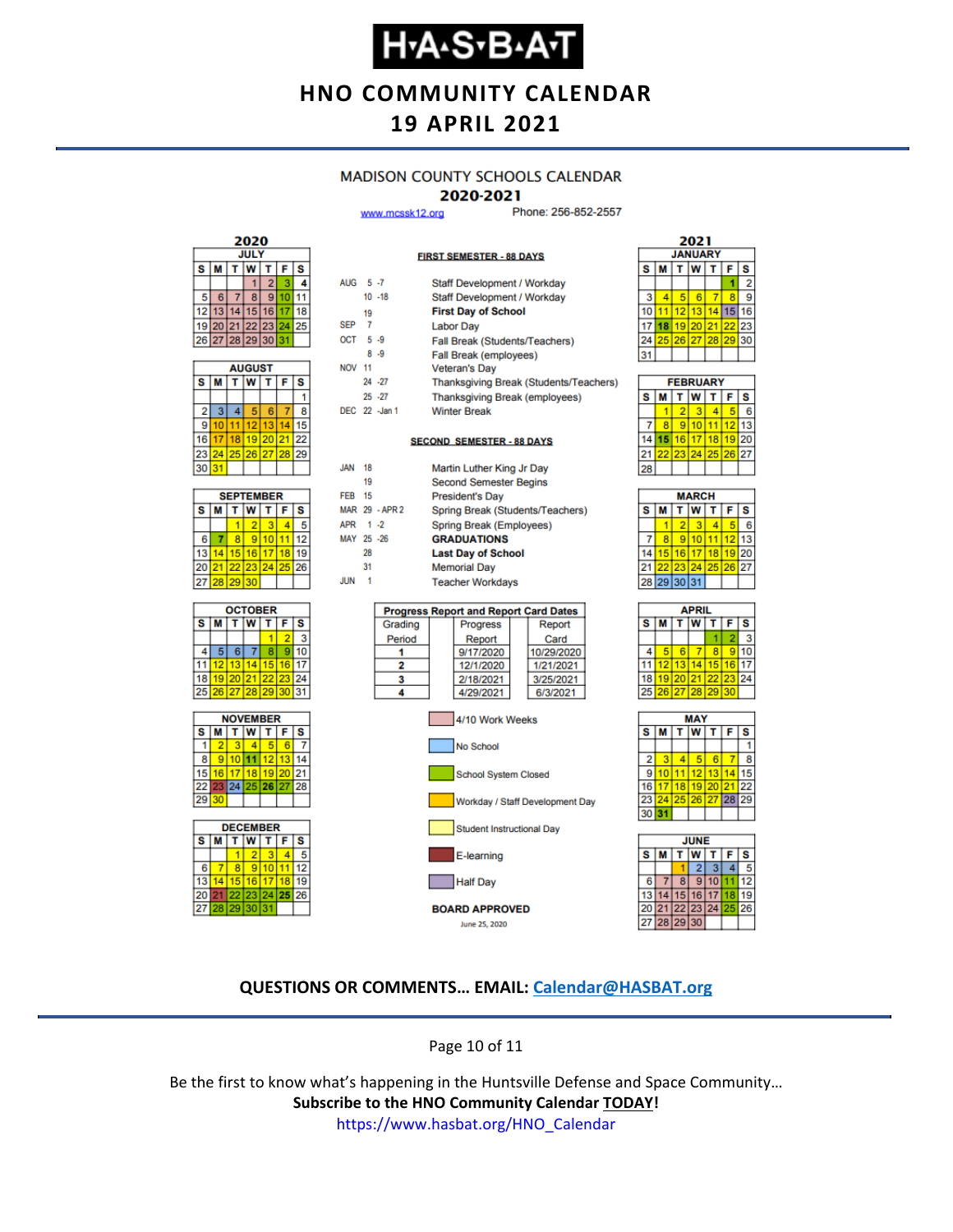# H·A·S·B·A·T

## HNO COMMUNITY CALENDAR
## 19 APRIL 2021

### MADISON COUNTY SCHOOLS CALENDAR
### 2020-2021

www.mcssk12.org Phone: 256-852-2557

**FIRST SEMESTER - 88 DAYS**

| | | |
|---|---|---|
| AUG | 5 -7 | Staff Development / Workday |
| | 10 -18 | Staff Development / Workday |
| | 19 | **First Day of School** |
| SEP | 7 | Labor Day |
| OCT | 5 -9 | Fall Break (Students/Teachers) |
| | 8 -9 | Fall Break (employees) |
| NOV | 11 | Veteran's Day |
| | 24 -27 | Thanksgiving Break (Students/Teachers) |
| | 25 -27 | Thanksgiving Break (employees) |
| DEC | 22 -Jan 1 | Winter Break |

**SECOND SEMESTER - 88 DAYS**

| | | |
|---|---|---|
| JAN | 18 | Martin Luther King Jr Day |
| | 19 | Second Semester Begins |
| FEB | 15 | President's Day |
| MAR | 29 - APR 2 | Spring Break (Students/Teachers) |
| APR | 1 -2 | Spring Break (Employees) |
| MAY | 25 -26 | **GRADUATIONS** |
| | 28 | **Last Day of School** |
| | 31 | Memorial Day |
| JUN | 1 | Teacher Workdays |

**Progress Report and Report Card Dates**

| Grading Period | Progress Report | Report Card |
|---|---|---|
| 1 | 9/17/2020 | 10/29/2020 |
| 2 | 12/1/2020 | 1/21/2021 |
| 3 | 2/18/2021 | 3/25/2021 |
| 4 | 4/29/2021 | 6/3/2021 |

Legend:
- 4/10 Work Weeks
- No School
- School System Closed
- Workday / Staff Development Day
- Student Instructional Day
- E-learning
- Half Day

**BOARD APPROVED**
June 25, 2020

**2020**

**JULY**

| S | M | T | W | T | F | S |
|---|---|---|---|---|---|---|
| | | | 1 | 2 | 3 | 4 |
| 5 | 6 | 7 | 8 | 9 | 10 | 11 |
| 12 | 13 | 14 | 15 | 16 | 17 | 18 |
| 19 | 20 | 21 | 22 | 23 | 24 | 25 |
| 26 | 27 | 28 | 29 | 30 | 31 | |

**AUGUST**

| S | M | T | W | T | F | S |
|---|---|---|---|---|---|---|
| | | | | | | 1 |
| 2 | 3 | 4 | 5 | 6 | 7 | 8 |
| 9 | 10 | 11 | 12 | 13 | 14 | 15 |
| 16 | 17 | 18 | 19 | 20 | 21 | 22 |
| 23 | 24 | 25 | 26 | 27 | 28 | 29 |
| 30 | 31 | | | | | |

**SEPTEMBER**

| S | M | T | W | T | F | S |
|---|---|---|---|---|---|---|
| | | 1 | 2 | 3 | 4 | 5 |
| 6 | 7 | 8 | 9 | 10 | 11 | 12 |
| 13 | 14 | 15 | 16 | 17 | 18 | 19 |
| 20 | 21 | 22 | 23 | 24 | 25 | 26 |
| 27 | 28 | 29 | 30 | | | |

**OCTOBER**

| S | M | T | W | T | F | S |
|---|---|---|---|---|---|---|
| | | | | 1 | 2 | 3 |
| 4 | 5 | 6 | 7 | 8 | 9 | 10 |
| 11 | 12 | 13 | 14 | 15 | 16 | 17 |
| 18 | 19 | 20 | 21 | 22 | 23 | 24 |
| 25 | 26 | 27 | 28 | 29 | 30 | 31 |

**NOVEMBER**

| S | M | T | W | T | F | S |
|---|---|---|---|---|---|---|
| 1 | 2 | 3 | 4 | 5 | 6 | 7 |
| 8 | 9 | 10 | 11 | 12 | 13 | 14 |
| 15 | 16 | 17 | 18 | 19 | 20 | 21 |
| 22 | 23 | 24 | 25 | 26 | 27 | 28 |
| 29 | 30 | | | | | |

**DECEMBER**

| S | M | T | W | T | F | S |
|---|---|---|---|---|---|---|
| | | 1 | 2 | 3 | 4 | 5 |
| 6 | 7 | 8 | 9 | 10 | 11 | 12 |
| 13 | 14 | 15 | 16 | 17 | 18 | 19 |
| 20 | 21 | 22 | 23 | 24 | 25 | 26 |
| 27 | 28 | 29 | 30 | 31 | | |

**2021**

**JANUARY**

| S | M | T | W | T | F | S |
|---|---|---|---|---|---|---|
| | | | | | 1 | 2 |
| 3 | 4 | 5 | 6 | 7 | 8 | 9 |
| 10 | 11 | 12 | 13 | 14 | 15 | 16 |
| 17 | 18 | 19 | 20 | 21 | 22 | 23 |
| 24 | 25 | 26 | 27 | 28 | 29 | 30 |
| 31 | | | | | | |

**FEBRUARY**

| S | M | T | W | T | F | S |
|---|---|---|---|---|---|---|
| | 1 | 2 | 3 | 4 | 5 | 6 |
| 7 | 8 | 9 | 10 | 11 | 12 | 13 |
| 14 | 15 | 16 | 17 | 18 | 19 | 20 |
| 21 | 22 | 23 | 24 | 25 | 26 | 27 |
| 28 | | | | | | |

**MARCH**

| S | M | T | W | T | F | S |
|---|---|---|---|---|---|---|
| | 1 | 2 | 3 | 4 | 5 | 6 |
| 7 | 8 | 9 | 10 | 11 | 12 | 13 |
| 14 | 15 | 16 | 17 | 18 | 19 | 20 |
| 21 | 22 | 23 | 24 | 25 | 26 | 27 |
| 28 | 29 | 30 | 31 | | | |

**APRIL**

| S | M | T | W | T | F | S |
|---|---|---|---|---|---|---|
| | | | | 1 | 2 | 3 |
| 4 | 5 | 6 | 7 | 8 | 9 | 10 |
| 11 | 12 | 13 | 14 | 15 | 16 | 17 |
| 18 | 19 | 20 | 21 | 22 | 23 | 24 |
| 25 | 26 | 27 | 28 | 29 | 30 | |

**MAY**

| S | M | T | W | T | F | S |
|---|---|---|---|---|---|---|
| | | | | | | 1 |
| 2 | 3 | 4 | 5 | 6 | 7 | 8 |
| 9 | 10 | 11 | 12 | 13 | 14 | 15 |
| 16 | 17 | 18 | 19 | 20 | 21 | 22 |
| 23 | 24 | 25 | 26 | 27 | 28 | 29 |
| 30 | 31 | | | | | |

**JUNE**

| S | M | T | W | T | F | S |
|---|---|---|---|---|---|---|
| | | 1 | 2 | 3 | 4 | 5 |
| 6 | 7 | 8 | 9 | 10 | 11 | 12 |
| 13 | 14 | 15 | 16 | 17 | 18 | 19 |
| 20 | 21 | 22 | 23 | 24 | 25 | 26 |
| 27 | 28 | 29 | 30 | | | |

**QUESTIONS OR COMMENTS… EMAIL: Calendar@HASBAT.org**

Be the first to know what's happening in the Huntsville Defense and Space Community…
**Subscribe to the HNO Community Calendar TODAY!**
https://www.hasbat.org/HNO_Calendar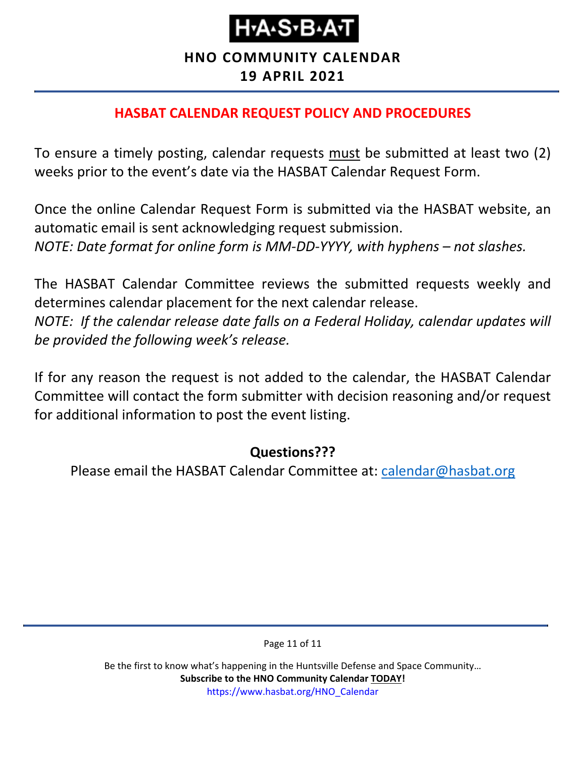## HASBAT CALENDAR REQUEST POLICY AND PROCEDURES

To ensure a timely posting, calendar requests must be submitted at least two (2) weeks prior to the event's date via the HASBAT Calendar Request Form.

Once the online Calendar Request Form is submitted via the HASBAT website, an automatic email is sent acknowledging request submission.
*NOTE: Date format for online form is MM-DD-YYYY, with hyphens – not slashes.*

The HASBAT Calendar Committee reviews the submitted requests weekly and determines calendar placement for the next calendar release.
*NOTE: If the calendar release date falls on a Federal Holiday, calendar updates will be provided the following week's release.*

If for any reason the request is not added to the calendar, the HASBAT Calendar Committee will contact the form submitter with decision reasoning and/or request for additional information to post the event listing.

**Questions???**

Please email the HASBAT Calendar Committee at: calendar@hasbat.org